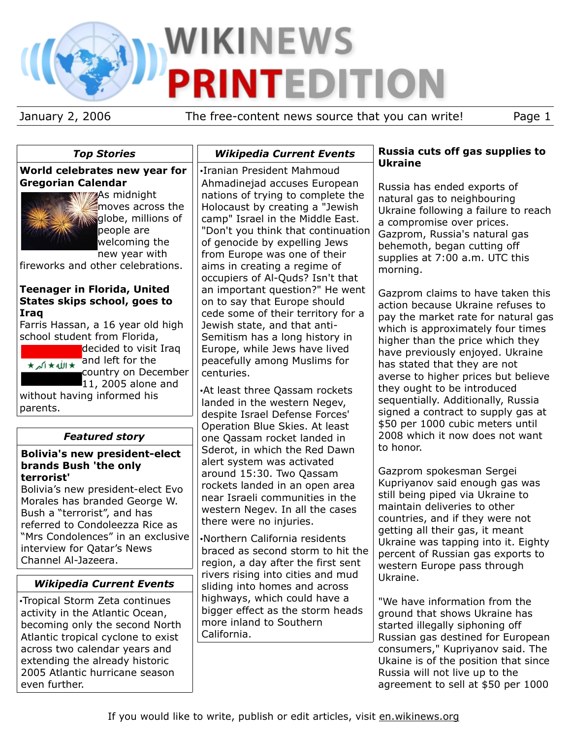# WIKINEWS PRINTEDITION

January 2, 2006 — The free-content news source that you can write!

## Top Stories

### World celebrates new year for Gregorian Calendar

As midnight moves across the globe, millions of people are welcoming the new year with fireworks and other celebrations.

### Teenager in Florida, United States skips school, goes to Iraq

Farris Hassan, a 16 year old high school student from Florida, decided to visit Iraq and left for the country on December 11, 2005 alone and without having informed his parents.

## Featured story

### Bolivia's new president-elect brands Bush 'the only terrorist'

Bolivia's new president-elect Evo Morales has branded George W. Bush a "terrorist", and has referred to Condoleezza Rice as "Mrs Condolences" in an exclusive interview for Qatar's News Channel Al-Jazeera.

## Wikipedia Current Events

•Tropical Storm Zeta continues activity in the Atlantic Ocean, becoming only the second North Atlantic tropical cyclone to exist across two calendar years and extending the already historic 2005 Atlantic hurricane season even further.

## Wikipedia Current Events

•Iranian President Mahmoud Ahmadinejad accuses European nations of trying to complete the Holocaust by creating a "Jewish camp" Israel in the Middle East. "Don't you think that continuation of genocide by expelling Jews from Europe was one of their aims in creating a regime of occupiers of Al-Quds? Isn't that an important question?" He went on to say that Europe should cede some of their territory for a Jewish state, and that anti-Semitism has a long history in Europe, while Jews have lived peacefully among Muslims for centuries.

•At least three Qassam rockets landed in the western Negev, despite Israel Defense Forces' Operation Blue Skies. At least one Qassam rocket landed in Sderot, in which the Red Dawn alert system was activated around 15:30. Two Qassam rockets landed in an open area near Israeli communities in the western Negev. In all the cases there were no injuries.

•Northern California residents braced as second storm to hit the region, a day after the first sent rivers rising into cities and mud sliding into homes and across highways, which could have a bigger effect as the storm heads more inland to Southern California.

## Russia cuts off gas supplies to Ukraine

Russia has ended exports of natural gas to neighbouring Ukraine following a failure to reach a compromise over prices. Gazprom, Russia's natural gas behemoth, began cutting off supplies at 7:00 a.m. UTC this morning.

Gazprom claims to have taken this action because Ukraine refuses to pay the market rate for natural gas which is approximately four times higher than the price which they have previously enjoyed. Ukraine has stated that they are not averse to higher prices but believe they ought to be introduced sequentially. Additionally, Russia signed a contract to supply gas at $50 per 1000 cubic meters until 2008 which it now does not want to honor.

Gazprom spokesman Sergei Kupriyanov said enough gas was still being piped via Ukraine to maintain deliveries to other countries, and if they were not getting all their gas, it meant Ukraine was tapping into it. Eighty percent of Russian gas exports to western Europe pass through Ukraine.

"We have information from the ground that shows Ukraine has started illegally siphoning off Russian gas destined for European consumers," Kupriyanov said. The Ukaine is of the position that since Russia will not live up to the agreement to sell at $50 per 1000

If you would like to write, publish or edit articles, visit en.wikinews.org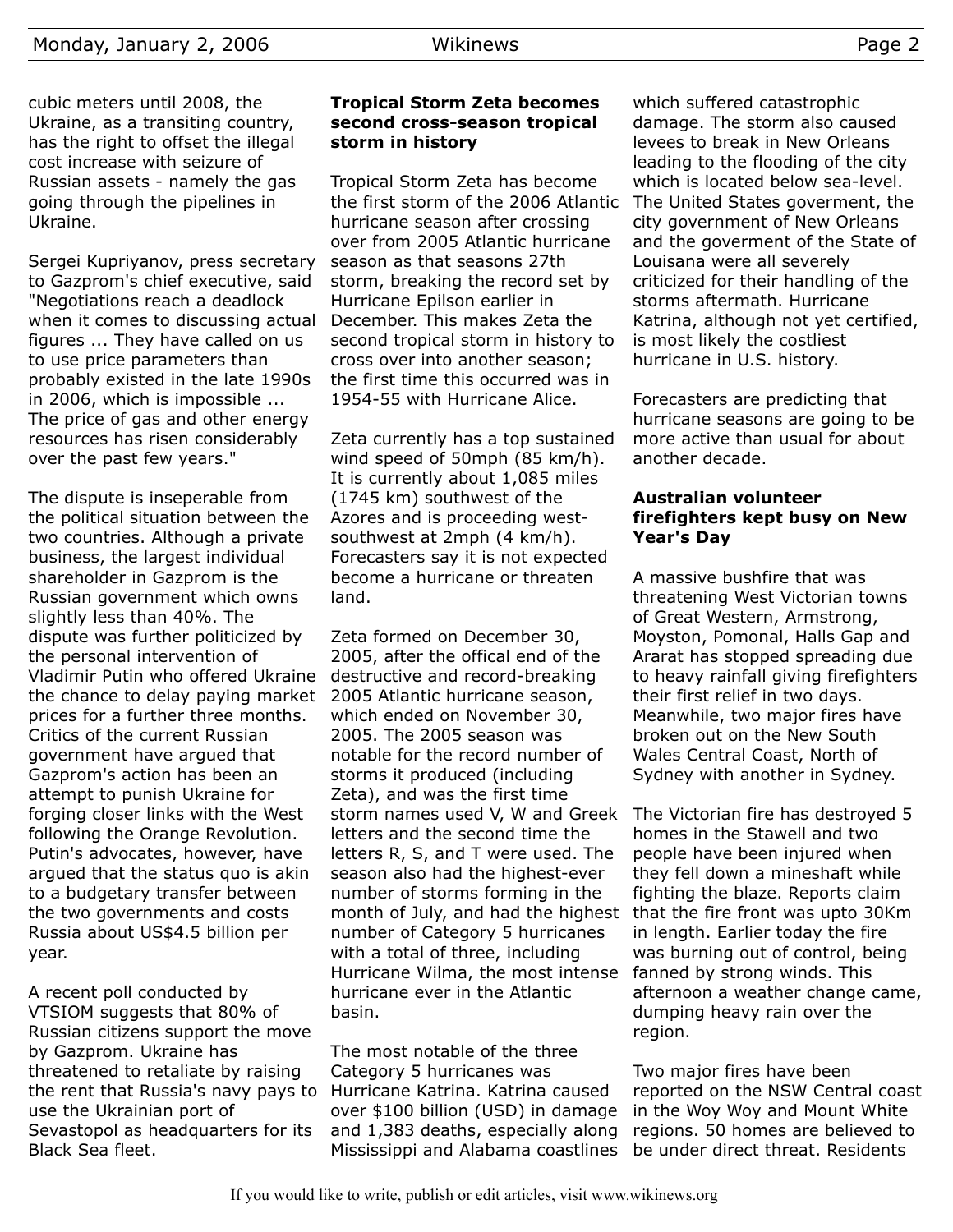cubic meters until 2008, the Ukraine, as a transiting country, has the right to offset the illegal cost increase with seizure of Russian assets - namely the gas going through the pipelines in Ukraine.

Sergei Kupriyanov, press secretary to Gazprom's chief executive, said "Negotiations reach a deadlock when it comes to discussing actual figures ... They have called on us to use price parameters than probably existed in the late 1990s in 2006, which is impossible ... The price of gas and other energy resources has risen considerably over the past few years."

The dispute is inseperable from the political situation between the two countries. Although a private business, the largest individual shareholder in Gazprom is the Russian government which owns slightly less than 40%. The dispute was further politicized by the personal intervention of Vladimir Putin who offered Ukraine the chance to delay paying market prices for a further three months. Critics of the current Russian government have argued that Gazprom's action has been an attempt to punish Ukraine for forging closer links with the West following the Orange Revolution. Putin's advocates, however, have argued that the status quo is akin to a budgetary transfer between the two governments and costs Russia about US$4.5 billion per year.

A recent poll conducted by VTSIOM suggests that 80% of Russian citizens support the move by Gazprom. Ukraine has threatened to retaliate by raising the rent that Russia's navy pays to use the Ukrainian port of Sevastopol as headquarters for its Black Sea fleet.

## Tropical Storm Zeta becomes second cross-season tropical storm in history

Tropical Storm Zeta has become the first storm of the 2006 Atlantic hurricane season after crossing over from 2005 Atlantic hurricane season as that seasons 27th storm, breaking the record set by Hurricane Epilson earlier in December. This makes Zeta the second tropical storm in history to cross over into another season; the first time this occurred was in 1954-55 with Hurricane Alice.

Zeta currently has a top sustained wind speed of 50mph (85 km/h). It is currently about 1,085 miles (1745 km) southwest of the Azores and is proceeding west-southwest at 2mph (4 km/h). Forecasters say it is not expected become a hurricane or threaten land.

Zeta formed on December 30, 2005, after the offical end of the destructive and record-breaking 2005 Atlantic hurricane season, which ended on November 30, 2005. The 2005 season was notable for the record number of storms it produced (including Zeta), and was the first time storm names used V, W and Greek letters and the second time the letters R, S, and T were used. The season also had the highest-ever number of storms forming in the month of July, and had the highest number of Category 5 hurricanes with a total of three, including Hurricane Wilma, the most intense hurricane ever in the Atlantic basin.

The most notable of the three Category 5 hurricanes was Hurricane Katrina. Katrina caused over $100 billion (USD) in damage and 1,383 deaths, especially along Mississippi and Alabama coastlines which suffered catastrophic damage. The storm also caused levees to break in New Orleans leading to the flooding of the city which is located below sea-level. The United States goverment, the city government of New Orleans and the goverment of the State of Louisana were all severely criticized for their handling of the storms aftermath. Hurricane Katrina, although not yet certified, is most likely the costliest hurricane in U.S. history.

Forecasters are predicting that hurricane seasons are going to be more active than usual for about another decade.

## Australian volunteer firefighters kept busy on New Year's Day

A massive bushfire that was threatening West Victorian towns of Great Western, Armstrong, Moyston, Pomonal, Halls Gap and Ararat has stopped spreading due to heavy rainfall giving firefighters their first relief in two days. Meanwhile, two major fires have broken out on the New South Wales Central Coast, North of Sydney with another in Sydney.

The Victorian fire has destroyed 5 homes in the Stawell and two people have been injured when they fell down a mineshaft while fighting the blaze. Reports claim that the fire front was upto 30Km in length. Earlier today the fire was burning out of control, being fanned by strong winds. This afternoon a weather change came, dumping heavy rain over the region.

Two major fires have been reported on the NSW Central coast in the Woy Woy and Mount White regions. 50 homes are believed to be under direct threat. Residents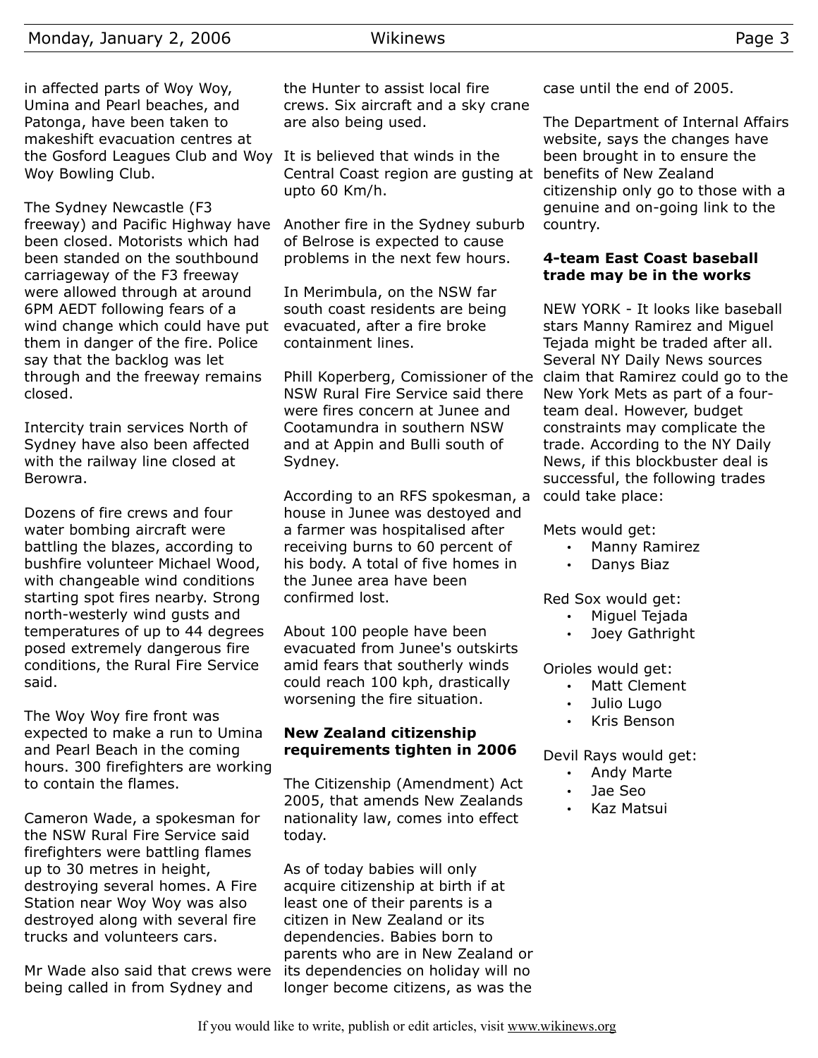in affected parts of Woy Woy, Umina and Pearl beaches, and Patonga, have been taken to makeshift evacuation centres at the Gosford Leagues Club and Woy Woy Bowling Club.

The Sydney Newcastle (F3 freeway) and Pacific Highway have been closed. Motorists which had been standed on the southbound carriageway of the F3 freeway were allowed through at around 6PM AEDT following fears of a wind change which could have put them in danger of the fire. Police say that the backlog was let through and the freeway remains closed.

Intercity train services North of Sydney have also been affected with the railway line closed at Berowra.

Dozens of fire crews and four water bombing aircraft were battling the blazes, according to bushfire volunteer Michael Wood, with changeable wind conditions starting spot fires nearby. Strong north-westerly wind gusts and temperatures of up to 44 degrees posed extremely dangerous fire conditions, the Rural Fire Service said.

The Woy Woy fire front was expected to make a run to Umina and Pearl Beach in the coming hours. 300 firefighters are working to contain the flames.

Cameron Wade, a spokesman for the NSW Rural Fire Service said firefighters were battling flames up to 30 metres in height, destroying several homes. A Fire Station near Woy Woy was also destroyed along with several fire trucks and volunteers cars.

Mr Wade also said that crews were being called in from Sydney and the Hunter to assist local fire crews. Six aircraft and a sky crane are also being used.

It is believed that winds in the Central Coast region are gusting at upto 60 Km/h.

Another fire in the Sydney suburb of Belrose is expected to cause problems in the next few hours.

In Merimbula, on the NSW far south coast residents are being evacuated, after a fire broke containment lines.

Phill Koperberg, Comissioner of the NSW Rural Fire Service said there were fires concern at Junee and Cootamundra in southern NSW and at Appin and Bulli south of Sydney.

According to an RFS spokesman, a house in Junee was destoyed and a farmer was hospitalised after receiving burns to 60 percent of his body. A total of five homes in the Junee area have been confirmed lost.

About 100 people have been evacuated from Junee's outskirts amid fears that southerly winds could reach 100 kph, drastically worsening the fire situation.

## New Zealand citizenship requirements tighten in 2006

The Citizenship (Amendment) Act 2005, that amends New Zealands nationality law, comes into effect today.

As of today babies will only acquire citizenship at birth if at least one of their parents is a citizen in New Zealand or its dependencies. Babies born to parents who are in New Zealand or its dependencies on holiday will no longer become citizens, as was the case until the end of 2005.

The Department of Internal Affairs website, says the changes have been brought in to ensure the benefits of New Zealand citizenship only go to those with a genuine and on-going link to the country.

## 4-team East Coast baseball trade may be in the works

NEW YORK - It looks like baseball stars Manny Ramirez and Miguel Tejada might be traded after all. Several NY Daily News sources claim that Ramirez could go to the New York Mets as part of a four-team deal. However, budget constraints may complicate the trade. According to the NY Daily News, if this blockbuster deal is successful, the following trades could take place:

Mets would get:

- Manny Ramirez
- Danys Biaz

Red Sox would get:

- Miguel Tejada
- Joey Gathright

Orioles would get:

- Matt Clement
- Julio Lugo
- Kris Benson

Devil Rays would get:

- Andy Marte
- Jae Seo
- Kaz Matsui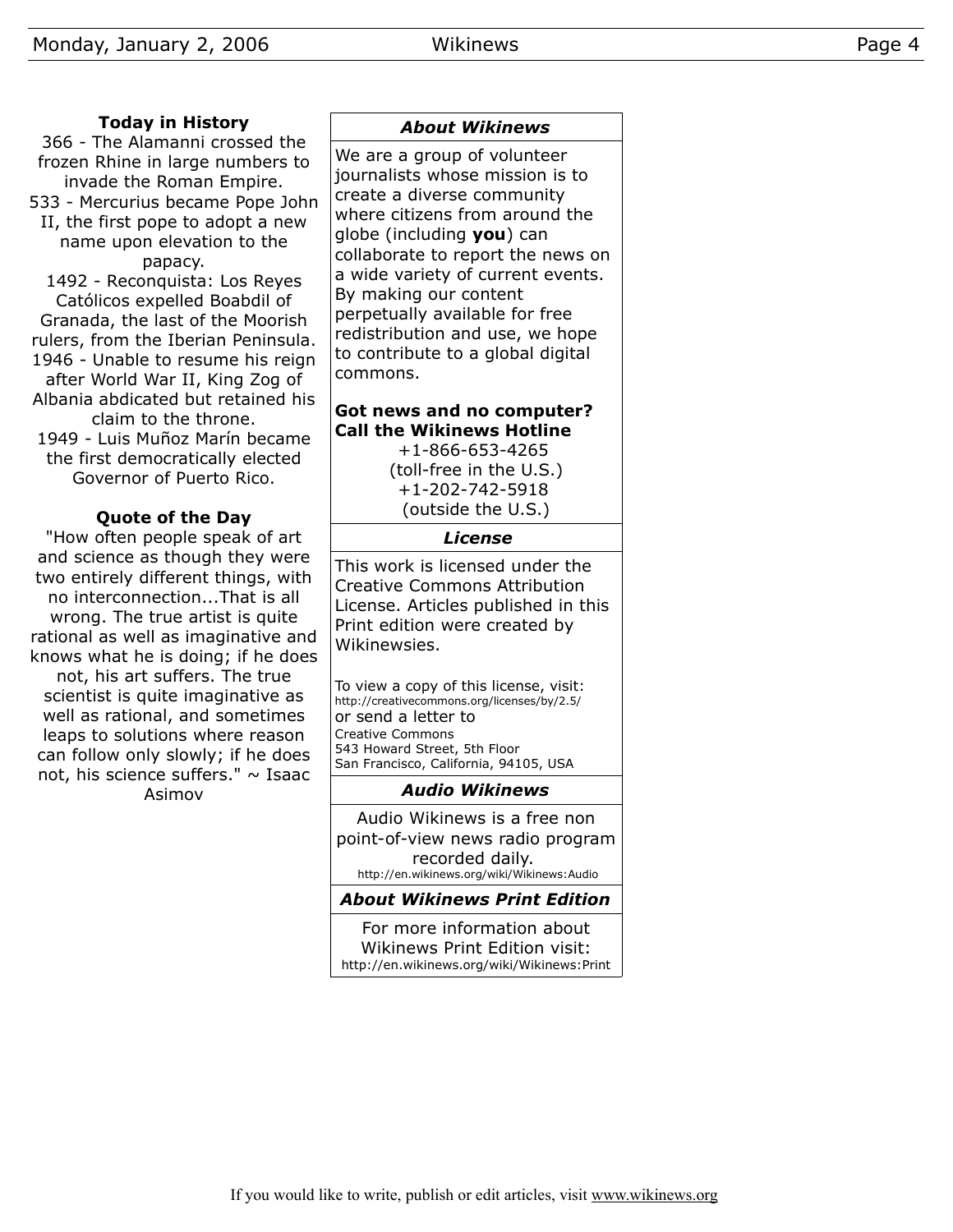### Today in History

366 - The Alamanni crossed the frozen Rhine in large numbers to invade the Roman Empire.
533 - Mercurius became Pope John II, the first pope to adopt a new name upon elevation to the papacy.
1492 - Reconquista: Los Reyes Católicos expelled Boabdil of Granada, the last of the Moorish rulers, from the Iberian Peninsula.
1946 - Unable to resume his reign after World War II, King Zog of Albania abdicated but retained his claim to the throne.
1949 - Luis Muñoz Marín became the first democratically elected Governor of Puerto Rico.

### Quote of the Day

"How often people speak of art and science as though they were two entirely different things, with no interconnection...That is all wrong. The true artist is quite rational as well as imaginative and knows what he is doing; if he does not, his art suffers. The true scientist is quite imaginative as well as rational, and sometimes leaps to solutions where reason can follow only slowly; if he does not, his science suffers." ~ Isaac Asimov

### *About Wikinews*

We are a group of volunteer journalists whose mission is to create a diverse community where citizens from around the globe (including **you**) can collaborate to report the news on a wide variety of current events. By making our content perpetually available for free redistribution and use, we hope to contribute to a global digital commons.

**Got news and no computer?**
**Call the Wikinews Hotline**

+1-866-653-4265
(toll-free in the U.S.)
+1-202-742-5918
(outside the U.S.)

### *License*

This work is licensed under the Creative Commons Attribution License. Articles published in this Print edition were created by Wikinewsies.

To view a copy of this license, visit:
http://creativecommons.org/licenses/by/2.5/
or send a letter to
Creative Commons
543 Howard Street, 5th Floor
San Francisco, California, 94105, USA

### *Audio Wikinews*

Audio Wikinews is a free non point-of-view news radio program recorded daily.
http://en.wikinews.org/wiki/Wikinews:Audio

### *About Wikinews Print Edition*

For more information about Wikinews Print Edition visit:
http://en.wikinews.org/wiki/Wikinews:Print

If you would like to write, publish or edit articles, visit www.wikinews.org